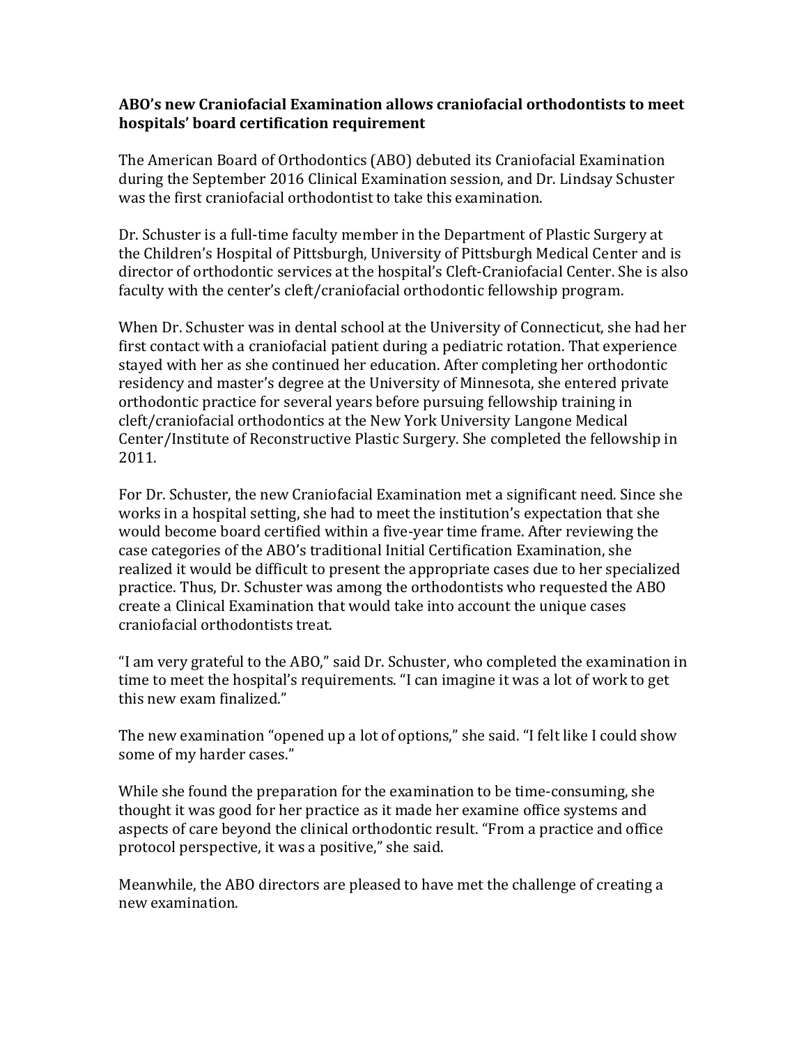**ABO's new Craniofacial Examination allows craniofacial orthodontists to meet hospitals' board certification requirement**

The American Board of Orthodontics (ABO) debuted its Craniofacial Examination during the September 2016 Clinical Examination session, and Dr. Lindsay Schuster was the first craniofacial orthodontist to take this examination.

Dr. Schuster is a full-time faculty member in the Department of Plastic Surgery at the Children's Hospital of Pittsburgh, University of Pittsburgh Medical Center and is director of orthodontic services at the hospital's Cleft-Craniofacial Center. She is also faculty with the center's cleft/craniofacial orthodontic fellowship program.

When Dr. Schuster was in dental school at the University of Connecticut, she had her first contact with a craniofacial patient during a pediatric rotation. That experience stayed with her as she continued her education. After completing her orthodontic residency and master's degree at the University of Minnesota, she entered private orthodontic practice for several years before pursuing fellowship training in cleft/craniofacial orthodontics at the New York University Langone Medical Center/Institute of Reconstructive Plastic Surgery. She completed the fellowship in 2011.

For Dr. Schuster, the new Craniofacial Examination met a significant need. Since she works in a hospital setting, she had to meet the institution's expectation that she would become board certified within a five-year time frame. After reviewing the case categories of the ABO's traditional Initial Certification Examination, she realized it would be difficult to present the appropriate cases due to her specialized practice. Thus, Dr. Schuster was among the orthodontists who requested the ABO create a Clinical Examination that would take into account the unique cases craniofacial orthodontists treat.

"I am very grateful to the ABO," said Dr. Schuster, who completed the examination in time to meet the hospital's requirements. "I can imagine it was a lot of work to get this new exam finalized."

The new examination "opened up a lot of options," she said. "I felt like I could show some of my harder cases."

While she found the preparation for the examination to be time-consuming, she thought it was good for her practice as it made her examine office systems and aspects of care beyond the clinical orthodontic result. "From a practice and office protocol perspective, it was a positive," she said.

Meanwhile, the ABO directors are pleased to have met the challenge of creating a new examination.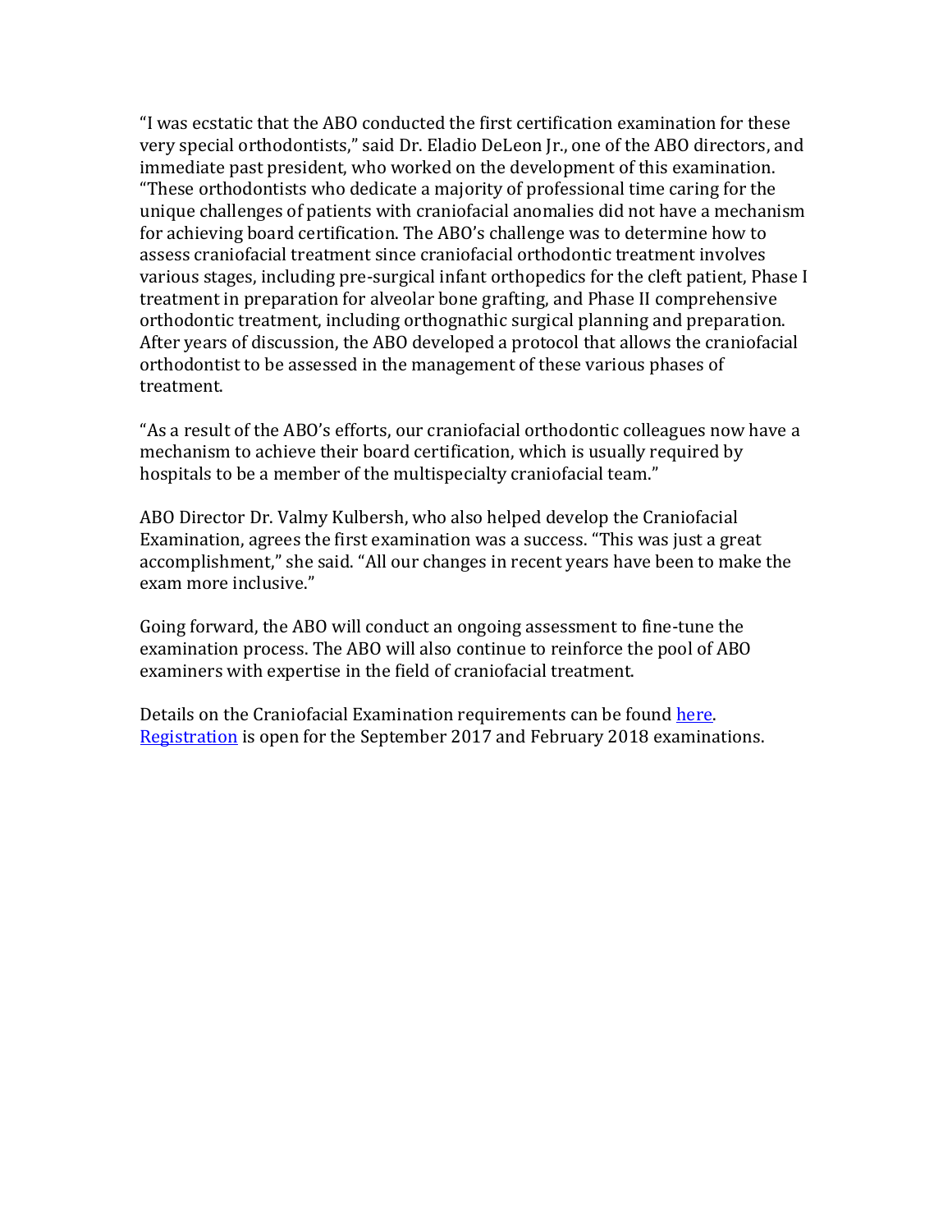"I was ecstatic that the ABO conducted the first certification examination for these very special orthodontists," said Dr. Eladio DeLeon Jr., one of the ABO directors, and immediate past president, who worked on the development of this examination. "These orthodontists who dedicate a majority of professional time caring for the unique challenges of patients with craniofacial anomalies did not have a mechanism for achieving board certification. The ABO's challenge was to determine how to assess craniofacial treatment since craniofacial orthodontic treatment involves various stages, including pre-surgical infant orthopedics for the cleft patient, Phase I treatment in preparation for alveolar bone grafting, and Phase II comprehensive orthodontic treatment, including orthognathic surgical planning and preparation. After years of discussion, the ABO developed a protocol that allows the craniofacial orthodontist to be assessed in the management of these various phases of treatment.

"As a result of the ABO's efforts, our craniofacial orthodontic colleagues now have a mechanism to achieve their board certification, which is usually required by hospitals to be a member of the multispecialty craniofacial team."

ABO Director Dr. Valmy Kulbersh, who also helped develop the Craniofacial Examination, agrees the first examination was a success. "This was just a great accomplishment," she said. "All our changes in recent years have been to make the exam more inclusive."

Going forward, the ABO will conduct an ongoing assessment to fine-tune the examination process. The ABO will also continue to reinforce the pool of ABO examiners with expertise in the field of craniofacial treatment.

Details on the Craniofacial Examination requirements can be found here. Registration is open for the September 2017 and February 2018 examinations.